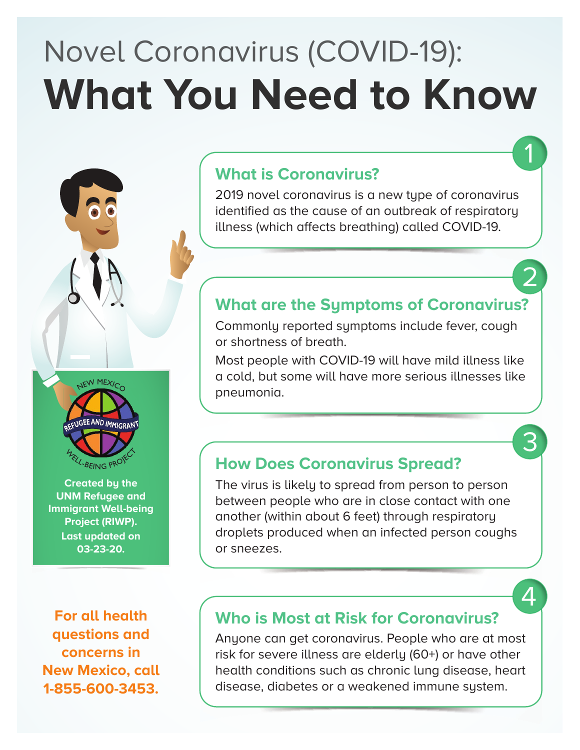# Novel Coronavirus (COVID-19): **What You Need to Know**

NEW MEXICO REFUGEE AND IMMIGRANT WELL-BEING PROJECT

**Created by the UNM Refugee and Immigrant Well-being Project (RIWP). Last updated on 03-23-20.**

**For all health questions and concerns in New Mexico, call 1-855-600-3453.**

## 1 What is Coronavirus?

2019 novel coronavirus is a new type of coronavirus identified as the cause of an outbreak of respiratory illness (which affects breathing) called COVID-19.

## 2 What are the Symptoms of Coronavirus?

Commonly reported symptoms include fever, cough or shortness of breath.

Most people with COVID-19 will have mild illness like a cold, but some will have more serious illnesses like pneumonia.

## 3 How Does Coronavirus Spread?

The virus is likely to spread from person to person between people who are in close contact with one another (within about 6 feet) through respiratory droplets produced when an infected person coughs or sneezes.

## 4 Who is Most at Risk for Coronavirus?

Anyone can get coronavirus. People who are at most risk for severe illness are elderly (60+) or have other health conditions such as chronic lung disease, heart disease, diabetes or a weakened immune system.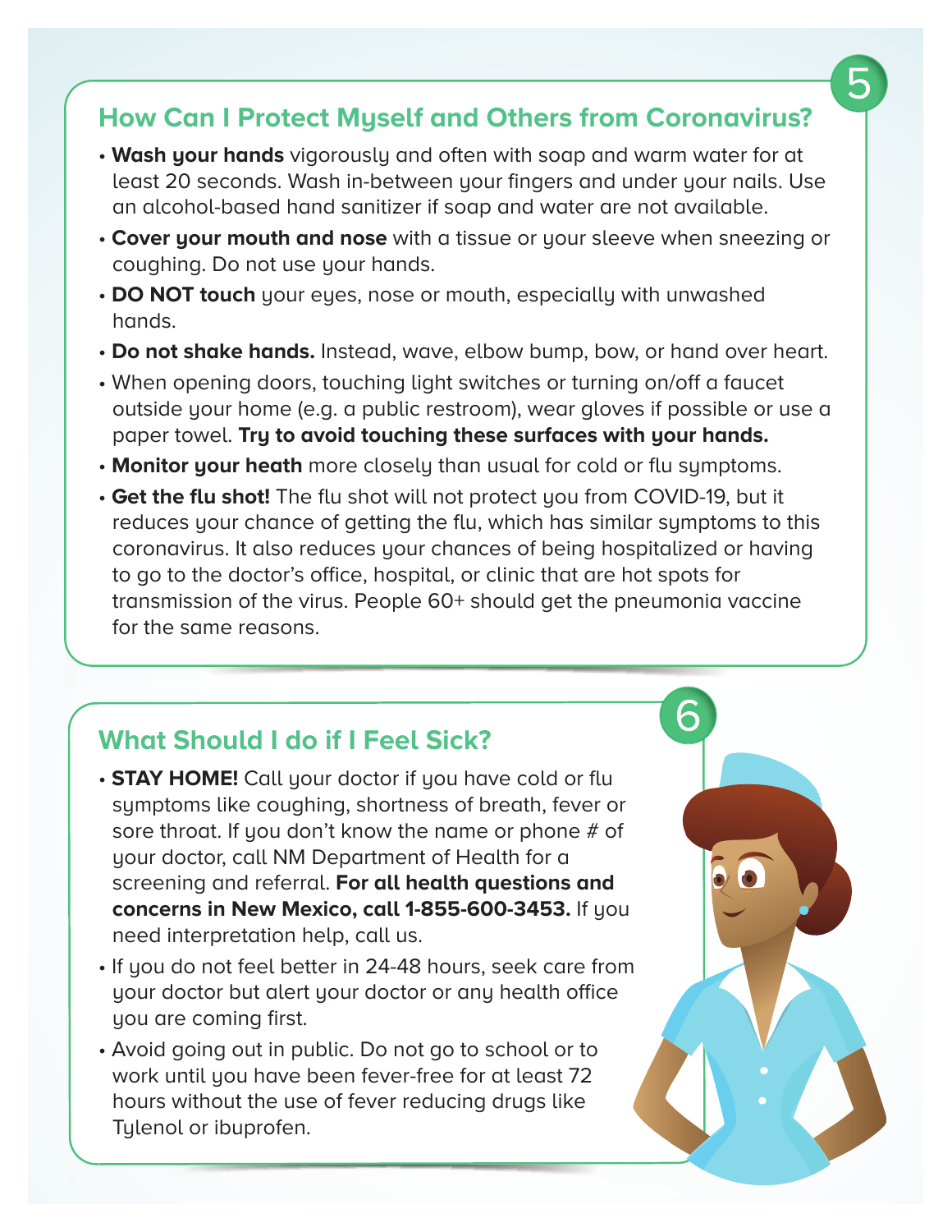## How Can I Protect Myself and Others from Coronavirus?

- **Wash your hands** vigorously and often with soap and warm water for at least 20 seconds. Wash in-between your fingers and under your nails. Use an alcohol-based hand sanitizer if soap and water are not available.
- **Cover your mouth and nose** with a tissue or your sleeve when sneezing or coughing. Do not use your hands.
- **DO NOT touch** your eyes, nose or mouth, especially with unwashed hands.
- **Do not shake hands.** Instead, wave, elbow bump, bow, or hand over heart.
- When opening doors, touching light switches or turning on/off a faucet outside your home (e.g. a public restroom), wear gloves if possible or use a paper towel. **Try to avoid touching these surfaces with your hands.**
- **Monitor your heath** more closely than usual for cold or flu symptoms.
- **Get the flu shot!** The flu shot will not protect you from COVID-19, but it reduces your chance of getting the flu, which has similar symptoms to this coronavirus. It also reduces your chances of being hospitalized or having to go to the doctor's office, hospital, or clinic that are hot spots for transmission of the virus. People 60+ should get the pneumonia vaccine for the same reasons.

## What Should I do if I Feel Sick?

- **STAY HOME!** Call your doctor if you have cold or flu symptoms like coughing, shortness of breath, fever or sore throat. If you don't know the name or phone # of your doctor, call NM Department of Health for a screening and referral. **For all health questions and concerns in New Mexico, call 1-855-600-3453.** If you need interpretation help, call us.
- If you do not feel better in 24-48 hours, seek care from your doctor but alert your doctor or any health office you are coming first.
- Avoid going out in public. Do not go to school or to work until you have been fever-free for at least 72 hours without the use of fever reducing drugs like Tylenol or ibuprofen.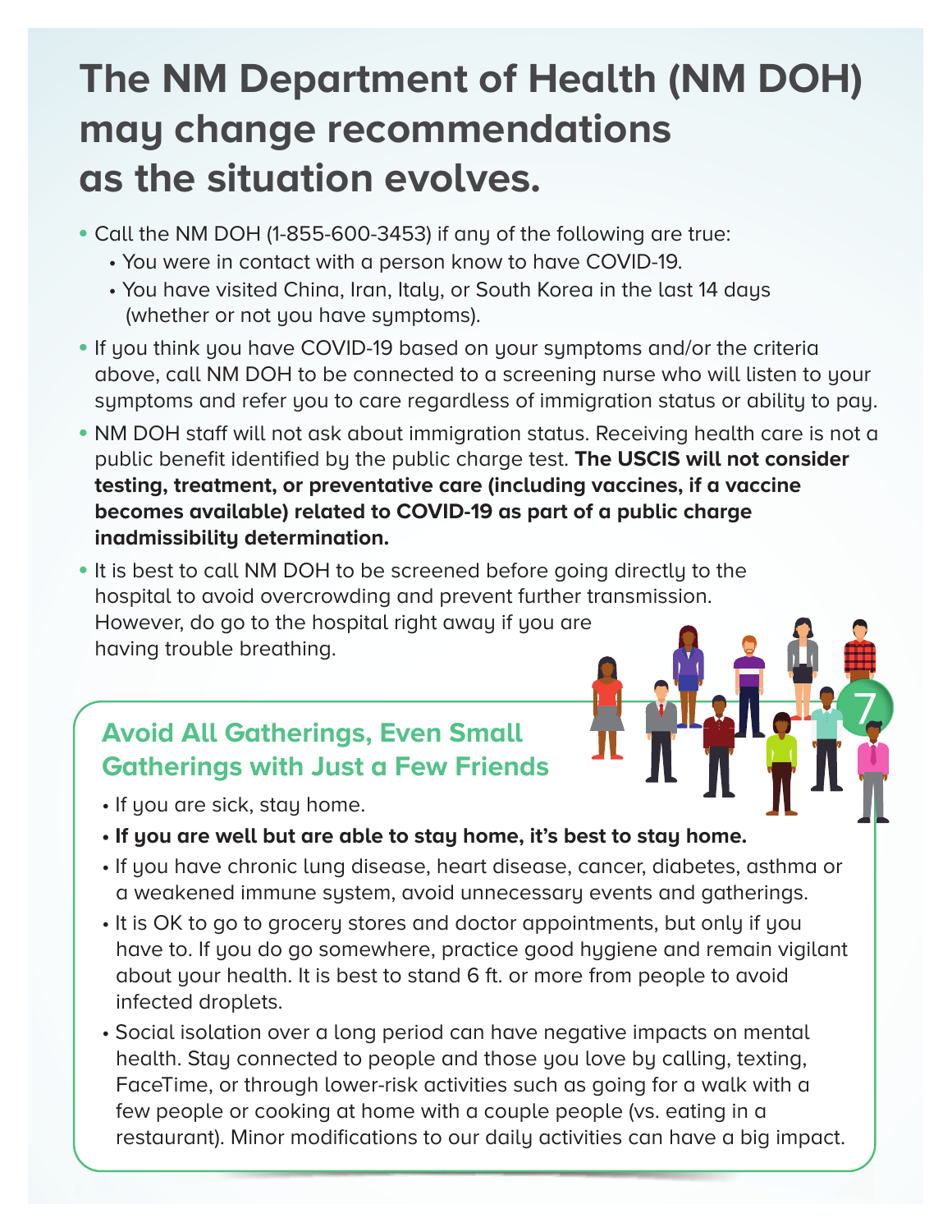# The NM Department of Health (NM DOH) may change recommendations as the situation evolves.

- Call the NM DOH (1-855-600-3453) if any of the following are true:
  - You were in contact with a person know to have COVID-19.
  - You have visited China, Iran, Italy, or South Korea in the last 14 days (whether or not you have symptoms).
- If you think you have COVID-19 based on your symptoms and/or the criteria above, call NM DOH to be connected to a screening nurse who will listen to your symptoms and refer you to care regardless of immigration status or ability to pay.
- NM DOH staff will not ask about immigration status. Receiving health care is not a public benefit identified by the public charge test. **The USCIS will not consider testing, treatment, or preventative care (including vaccines, if a vaccine becomes available) related to COVID-19 as part of a public charge inadmissibility determination.**
- It is best to call NM DOH to be screened before going directly to the hospital to avoid overcrowding and prevent further transmission. However, do go to the hospital right away if you are having trouble breathing.

## Avoid All Gatherings, Even Small Gatherings with Just a Few Friends

- If you are sick, stay home.
- **If you are well but are able to stay home, it's best to stay home.**
- If you have chronic lung disease, heart disease, cancer, diabetes, asthma or a weakened immune system, avoid unnecessary events and gatherings.
- It is OK to go to grocery stores and doctor appointments, but only if you have to. If you do go somewhere, practice good hygiene and remain vigilant about your health. It is best to stand 6 ft. or more from people to avoid infected droplets.
- Social isolation over a long period can have negative impacts on mental health. Stay connected to people and those you love by calling, texting, FaceTime, or through lower-risk activities such as going for a walk with a few people or cooking at home with a couple people (vs. eating in a restaurant). Minor modifications to our daily activities can have a big impact.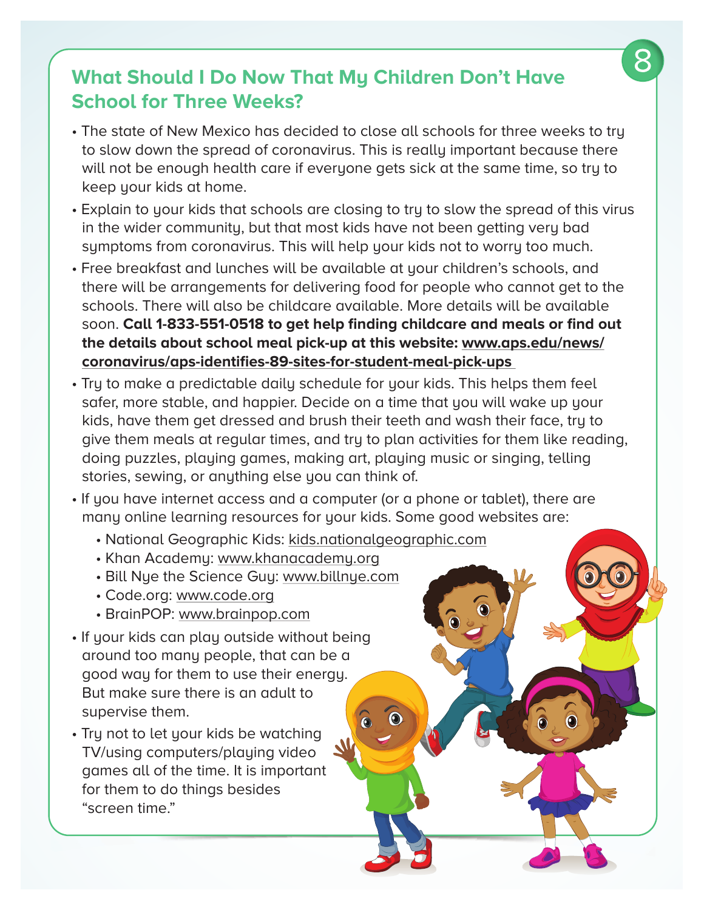## What Should I Do Now That My Children Don't Have School for Three Weeks?

- The state of New Mexico has decided to close all schools for three weeks to try to slow down the spread of coronavirus. This is really important because there will not be enough health care if everyone gets sick at the same time, so try to keep your kids at home.
- Explain to your kids that schools are closing to try to slow the spread of this virus in the wider community, but that most kids have not been getting very bad symptoms from coronavirus. This will help your kids not to worry too much.
- Free breakfast and lunches will be available at your children's schools, and there will be arrangements for delivering food for people who cannot get to the schools. There will also be childcare available. More details will be available soon. **Call 1-833-551-0518 to get help finding childcare and meals or find out the details about school meal pick-up at this website: www.aps.edu/news/coronavirus/aps-identifies-89-sites-for-student-meal-pick-ups**
- Try to make a predictable daily schedule for your kids. This helps them feel safer, more stable, and happier. Decide on a time that you will wake up your kids, have them get dressed and brush their teeth and wash their face, try to give them meals at regular times, and try to plan activities for them like reading, doing puzzles, playing games, making art, playing music or singing, telling stories, sewing, or anything else you can think of.
- If you have internet access and a computer (or a phone or tablet), there are many online learning resources for your kids. Some good websites are:
  - National Geographic Kids: kids.nationalgeographic.com
  - Khan Academy: www.khanacademy.org
  - Bill Nye the Science Guy: www.billnye.com
  - Code.org: www.code.org
  - BrainPOP: www.brainpop.com
- If your kids can play outside without being around too many people, that can be a good way for them to use their energy. But make sure there is an adult to supervise them.
- Try not to let your kids be watching TV/using computers/playing video games all of the time. It is important for them to do things besides "screen time."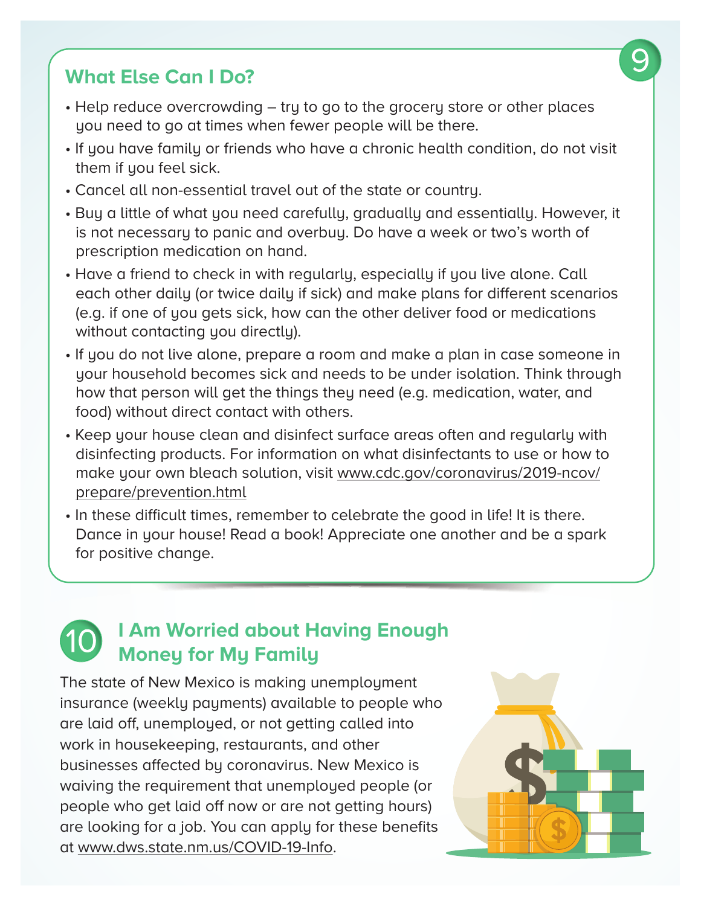## 9 What Else Can I Do?

- Help reduce overcrowding – try to go to the grocery store or other places you need to go at times when fewer people will be there.
- If you have family or friends who have a chronic health condition, do not visit them if you feel sick.
- Cancel all non-essential travel out of the state or country.
- Buy a little of what you need carefully, gradually and essentially. However, it is not necessary to panic and overbuy. Do have a week or two's worth of prescription medication on hand.
- Have a friend to check in with regularly, especially if you live alone. Call each other daily (or twice daily if sick) and make plans for different scenarios (e.g. if one of you gets sick, how can the other deliver food or medications without contacting you directly).
- If you do not live alone, prepare a room and make a plan in case someone in your household becomes sick and needs to be under isolation. Think through how that person will get the things they need (e.g. medication, water, and food) without direct contact with others.
- Keep your house clean and disinfect surface areas often and regularly with disinfecting products. For information on what disinfectants to use or how to make your own bleach solution, visit www.cdc.gov/coronavirus/2019-ncov/prepare/prevention.html
- In these difficult times, remember to celebrate the good in life! It is there. Dance in your house! Read a book! Appreciate one another and be a spark for positive change.

## 10 I Am Worried about Having Enough Money for My Family

The state of New Mexico is making unemployment insurance (weekly payments) available to people who are laid off, unemployed, or not getting called into work in housekeeping, restaurants, and other businesses affected by coronavirus. New Mexico is waiving the requirement that unemployed people (or people who get laid off now or are not getting hours) are looking for a job. You can apply for these benefits at www.dws.state.nm.us/COVID-19-Info.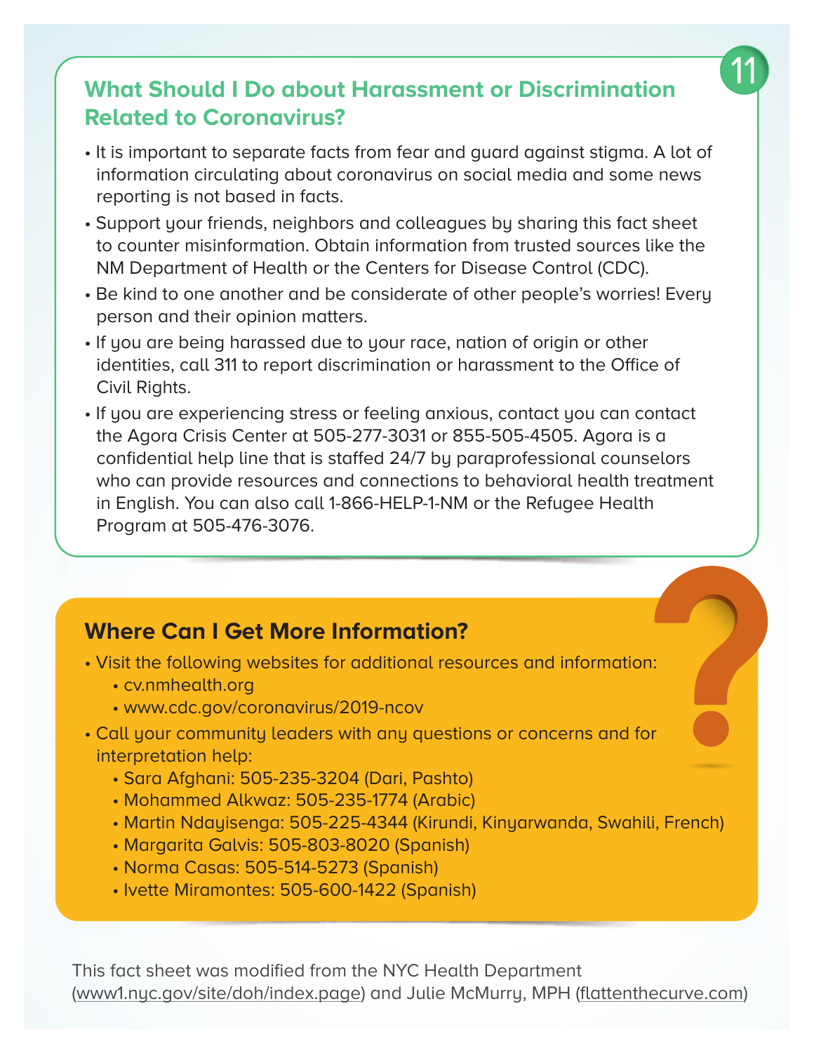## What Should I Do about Harassment or Discrimination Related to Coronavirus?

- It is important to separate facts from fear and guard against stigma. A lot of information circulating about coronavirus on social media and some news reporting is not based in facts.
- Support your friends, neighbors and colleagues by sharing this fact sheet to counter misinformation. Obtain information from trusted sources like the NM Department of Health or the Centers for Disease Control (CDC).
- Be kind to one another and be considerate of other people's worries! Every person and their opinion matters.
- If you are being harassed due to your race, nation of origin or other identities, call 311 to report discrimination or harassment to the Office of Civil Rights.
- If you are experiencing stress or feeling anxious, contact you can contact the Agora Crisis Center at 505-277-3031 or 855-505-4505. Agora is a confidential help line that is staffed 24/7 by paraprofessional counselors who can provide resources and connections to behavioral health treatment in English. You can also call 1-866-HELP-1-NM or the Refugee Health Program at 505-476-3076.

## Where Can I Get More Information?

- Visit the following websites for additional resources and information:
  - cv.nmhealth.org
  - www.cdc.gov/coronavirus/2019-ncov
- Call your community leaders with any questions or concerns and for interpretation help:
  - Sara Afghani: 505-235-3204 (Dari, Pashto)
  - Mohammed Alkwaz: 505-235-1774 (Arabic)
  - Martin Ndayisenga: 505-225-4344 (Kirundi, Kinyarwanda, Swahili, French)
  - Margarita Galvis: 505-803-8020 (Spanish)
  - Norma Casas: 505-514-5273 (Spanish)
  - Ivette Miramontes: 505-600-1422 (Spanish)

This fact sheet was modified from the NYC Health Department (www1.nyc.gov/site/doh/index.page) and Julie McMurry, MPH (flattenthecurve.com)